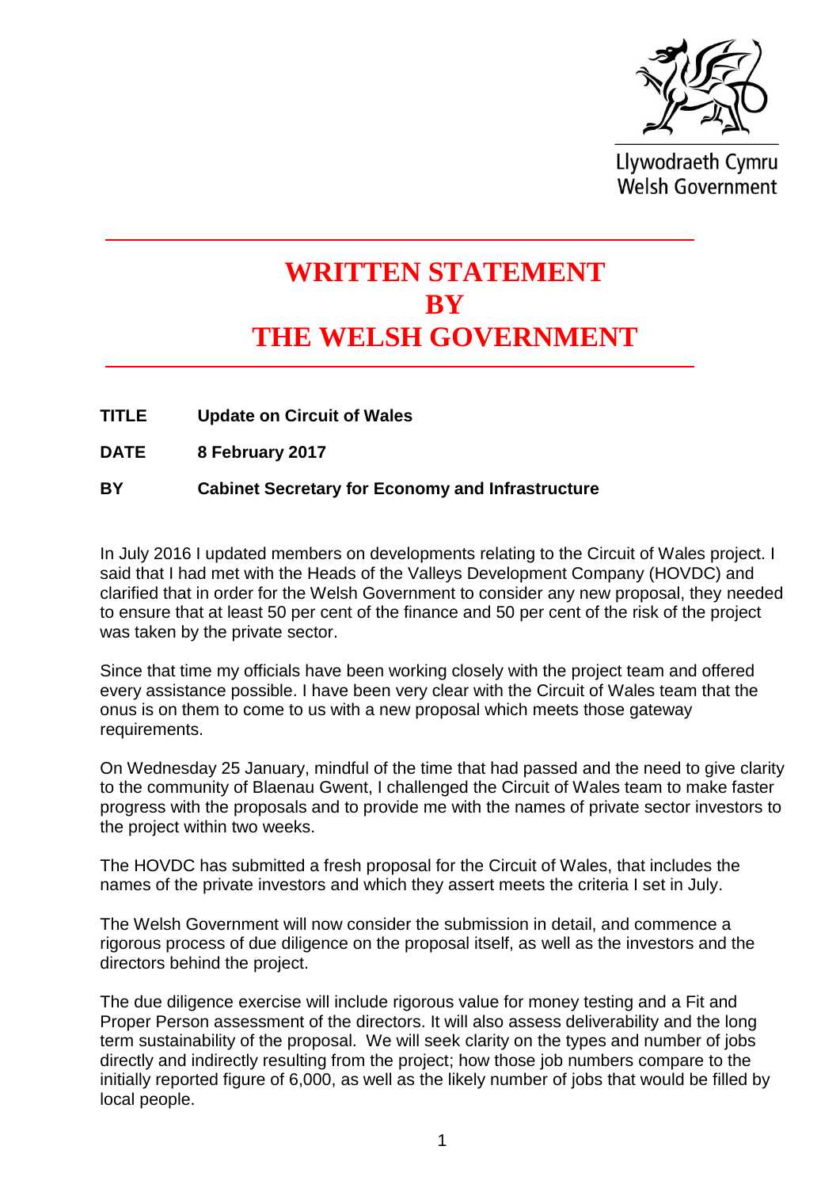Llywodraeth Cymru
Welsh Government

# WRITTEN STATEMENT BY THE WELSH GOVERNMENT

**TITLE** **Update on Circuit of Wales**

**DATE** **8 February 2017**

**BY** **Cabinet Secretary for Economy and Infrastructure**

In July 2016 I updated members on developments relating to the Circuit of Wales project. I said that I had met with the Heads of the Valleys Development Company (HOVDC) and clarified that in order for the Welsh Government to consider any new proposal, they needed to ensure that at least 50 per cent of the finance and 50 per cent of the risk of the project was taken by the private sector.

Since that time my officials have been working closely with the project team and offered every assistance possible. I have been very clear with the Circuit of Wales team that the onus is on them to come to us with a new proposal which meets those gateway requirements.

On Wednesday 25 January, mindful of the time that had passed and the need to give clarity to the community of Blaenau Gwent, I challenged the Circuit of Wales team to make faster progress with the proposals and to provide me with the names of private sector investors to the project within two weeks.

The HOVDC has submitted a fresh proposal for the Circuit of Wales, that includes the names of the private investors and which they assert meets the criteria I set in July.

The Welsh Government will now consider the submission in detail, and commence a rigorous process of due diligence on the proposal itself, as well as the investors and the directors behind the project.

The due diligence exercise will include rigorous value for money testing and a Fit and Proper Person assessment of the directors. It will also assess deliverability and the long term sustainability of the proposal. We will seek clarity on the types and number of jobs directly and indirectly resulting from the project; how those job numbers compare to the initially reported figure of 6,000, as well as the likely number of jobs that would be filled by local people.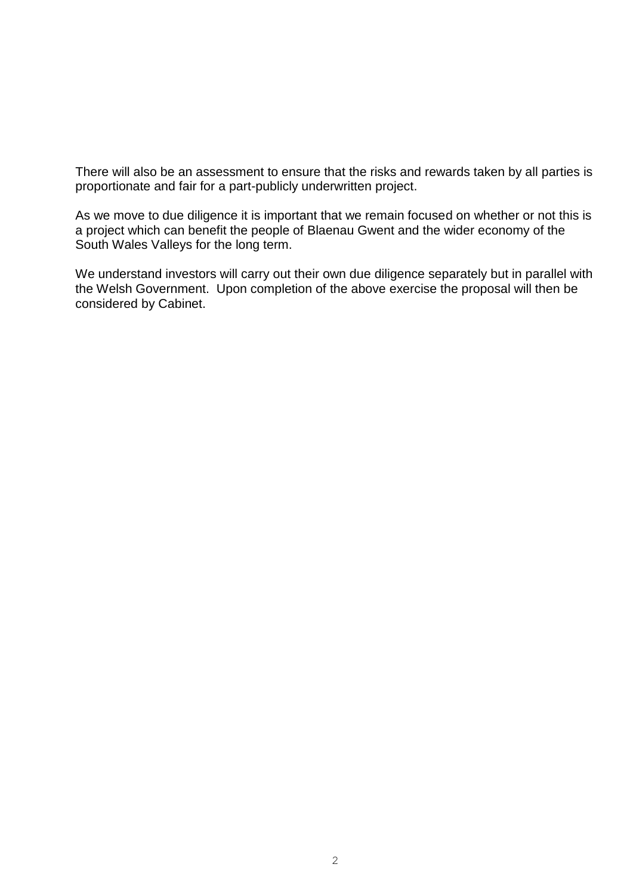There will also be an assessment to ensure that the risks and rewards taken by all parties is proportionate and fair for a part-publicly underwritten project.

As we move to due diligence it is important that we remain focused on whether or not this is a project which can benefit the people of Blaenau Gwent and the wider economy of the South Wales Valleys for the long term.

We understand investors will carry out their own due diligence separately but in parallel with the Welsh Government. Upon completion of the above exercise the proposal will then be considered by Cabinet.